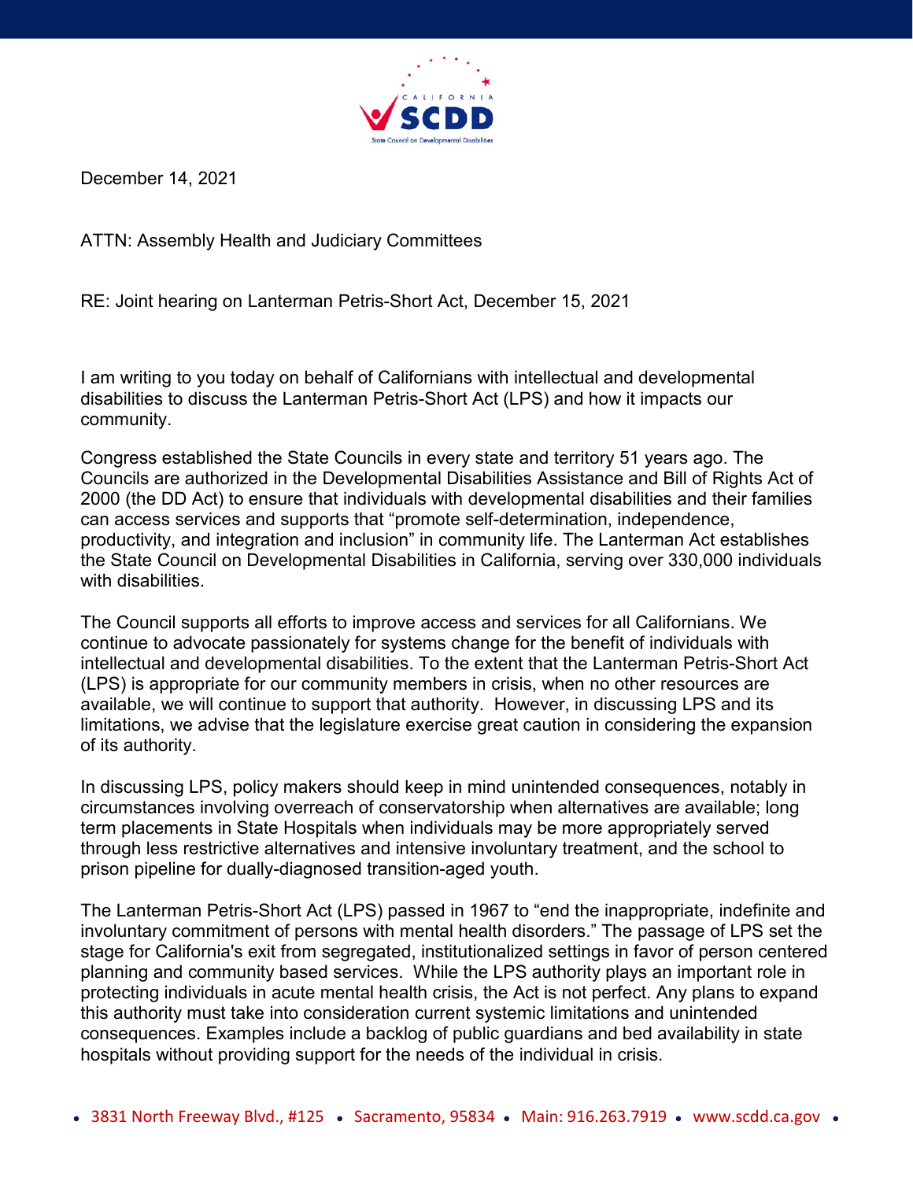December 14, 2021

ATTN: Assembly Health and Judiciary Committees

RE: Joint hearing on Lanterman Petris-Short Act, December 15, 2021

I am writing to you today on behalf of Californians with intellectual and developmental disabilities to discuss the Lanterman Petris-Short Act (LPS) and how it impacts our community.

Congress established the State Councils in every state and territory 51 years ago. The Councils are authorized in the Developmental Disabilities Assistance and Bill of Rights Act of 2000 (the DD Act) to ensure that individuals with developmental disabilities and their families can access services and supports that "promote self-determination, independence, productivity, and integration and inclusion" in community life. The Lanterman Act establishes the State Council on Developmental Disabilities in California, serving over 330,000 individuals with disabilities.

The Council supports all efforts to improve access and services for all Californians. We continue to advocate passionately for systems change for the benefit of individuals with intellectual and developmental disabilities. To the extent that the Lanterman Petris-Short Act (LPS) is appropriate for our community members in crisis, when no other resources are available, we will continue to support that authority. However, in discussing LPS and its limitations, we advise that the legislature exercise great caution in considering the expansion of its authority.

In discussing LPS, policy makers should keep in mind unintended consequences, notably in circumstances involving overreach of conservatorship when alternatives are available; long term placements in State Hospitals when individuals may be more appropriately served through less restrictive alternatives and intensive involuntary treatment, and the school to prison pipeline for dually-diagnosed transition-aged youth.

The Lanterman Petris-Short Act (LPS) passed in 1967 to "end the inappropriate, indefinite and involuntary commitment of persons with mental health disorders." The passage of LPS set the stage for California's exit from segregated, institutionalized settings in favor of person centered planning and community based services. While the LPS authority plays an important role in protecting individuals in acute mental health crisis, the Act is not perfect. Any plans to expand this authority must take into consideration current systemic limitations and unintended consequences. Examples include a backlog of public guardians and bed availability in state hospitals without providing support for the needs of the individual in crisis.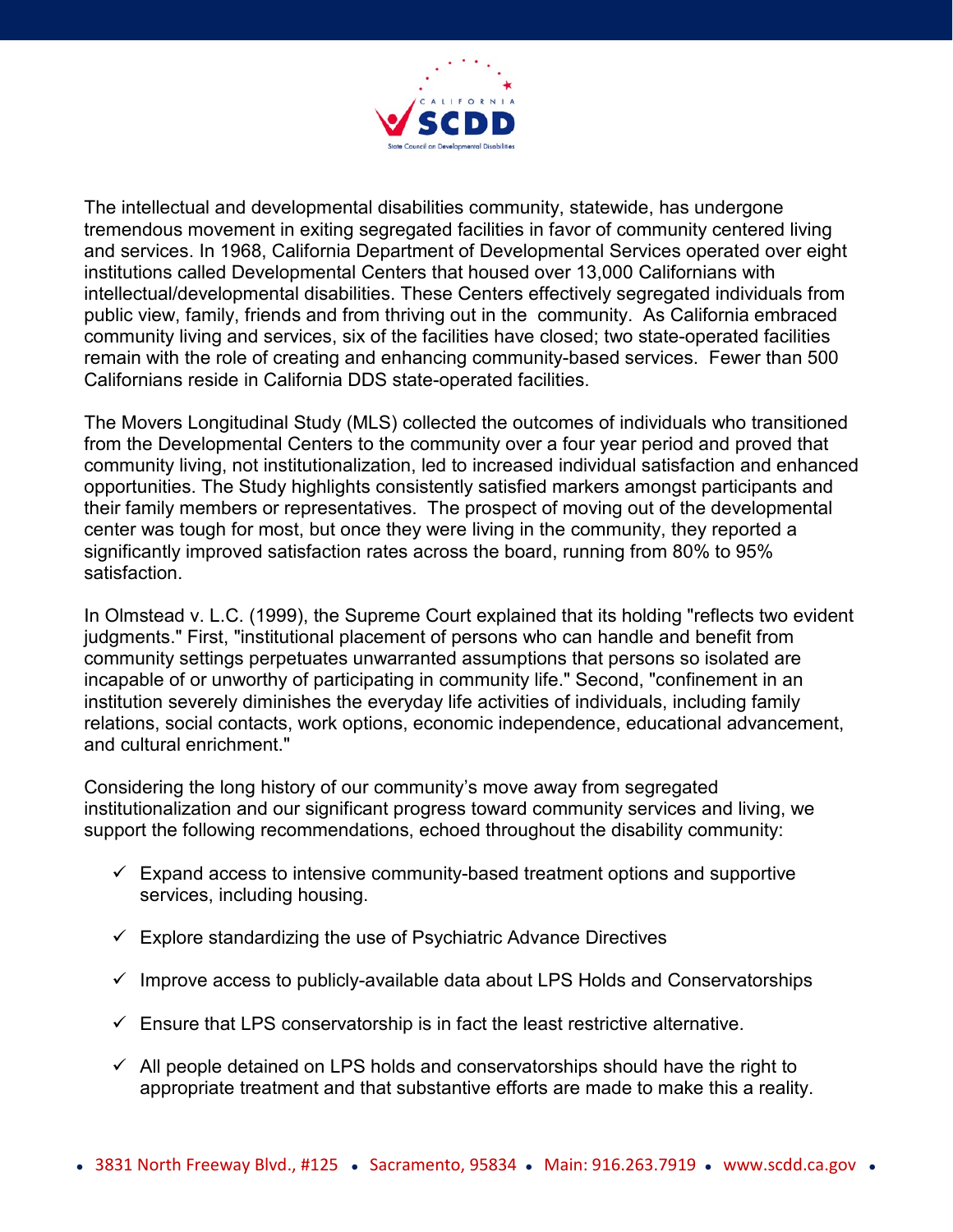The intellectual and developmental disabilities community, statewide, has undergone tremendous movement in exiting segregated facilities in favor of community centered living and services. In 1968, California Department of Developmental Services operated over eight institutions called Developmental Centers that housed over 13,000 Californians with intellectual/developmental disabilities. These Centers effectively segregated individuals from public view, family, friends and from thriving out in the community. As California embraced community living and services, six of the facilities have closed; two state-operated facilities remain with the role of creating and enhancing community-based services. Fewer than 500 Californians reside in California DDS state-operated facilities.

The Movers Longitudinal Study (MLS) collected the outcomes of individuals who transitioned from the Developmental Centers to the community over a four year period and proved that community living, not institutionalization, led to increased individual satisfaction and enhanced opportunities. The Study highlights consistently satisfied markers amongst participants and their family members or representatives. The prospect of moving out of the developmental center was tough for most, but once they were living in the community, they reported a significantly improved satisfaction rates across the board, running from 80% to 95% satisfaction.

In Olmstead v. L.C. (1999), the Supreme Court explained that its holding "reflects two evident judgments." First, "institutional placement of persons who can handle and benefit from community settings perpetuates unwarranted assumptions that persons so isolated are incapable of or unworthy of participating in community life." Second, "confinement in an institution severely diminishes the everyday life activities of individuals, including family relations, social contacts, work options, economic independence, educational advancement, and cultural enrichment."

Considering the long history of our community's move away from segregated institutionalization and our significant progress toward community services and living, we support the following recommendations, echoed throughout the disability community:

- ✓ Expand access to intensive community-based treatment options and supportive services, including housing.
- ✓ Explore standardizing the use of Psychiatric Advance Directives
- ✓ Improve access to publicly-available data about LPS Holds and Conservatorships
- ✓ Ensure that LPS conservatorship is in fact the least restrictive alternative.
- ✓ All people detained on LPS holds and conservatorships should have the right to appropriate treatment and that substantive efforts are made to make this a reality.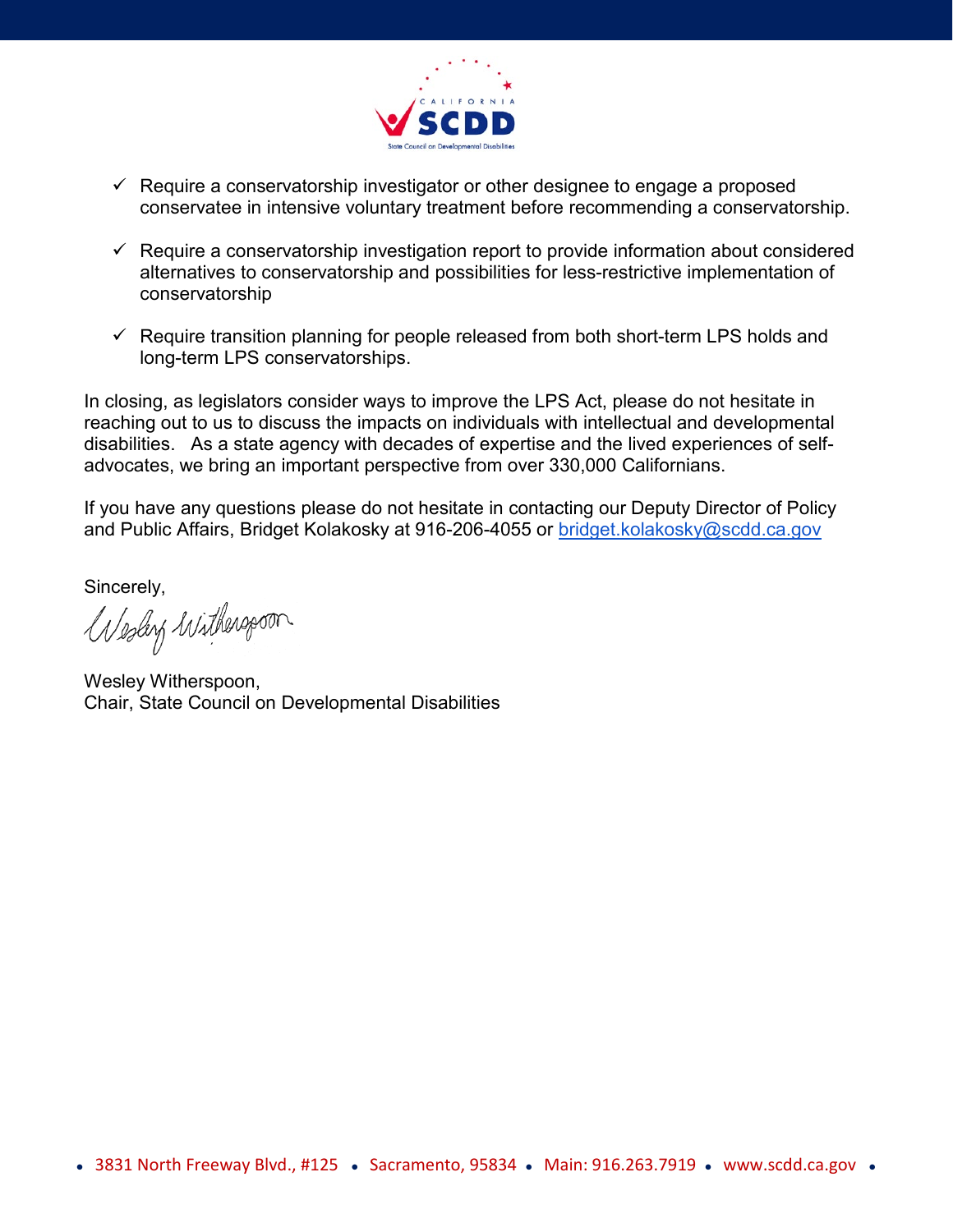- ✓ Require a conservatorship investigator or other designee to engage a proposed conservatee in intensive voluntary treatment before recommending a conservatorship.

- ✓ Require a conservatorship investigation report to provide information about considered alternatives to conservatorship and possibilities for less-restrictive implementation of conservatorship

- ✓ Require transition planning for people released from both short-term LPS holds and long-term LPS conservatorships.

In closing, as legislators consider ways to improve the LPS Act, please do not hesitate in reaching out to us to discuss the impacts on individuals with intellectual and developmental disabilities. As a state agency with decades of expertise and the lived experiences of self-advocates, we bring an important perspective from over 330,000 Californians.

If you have any questions please do not hesitate in contacting our Deputy Director of Policy and Public Affairs, Bridget Kolakosky at 916-206-4055 or bridget.kolakosky@scdd.ca.gov

Sincerely,

Wesley Witherspoon

Wesley Witherspoon,
Chair, State Council on Developmental Disabilities